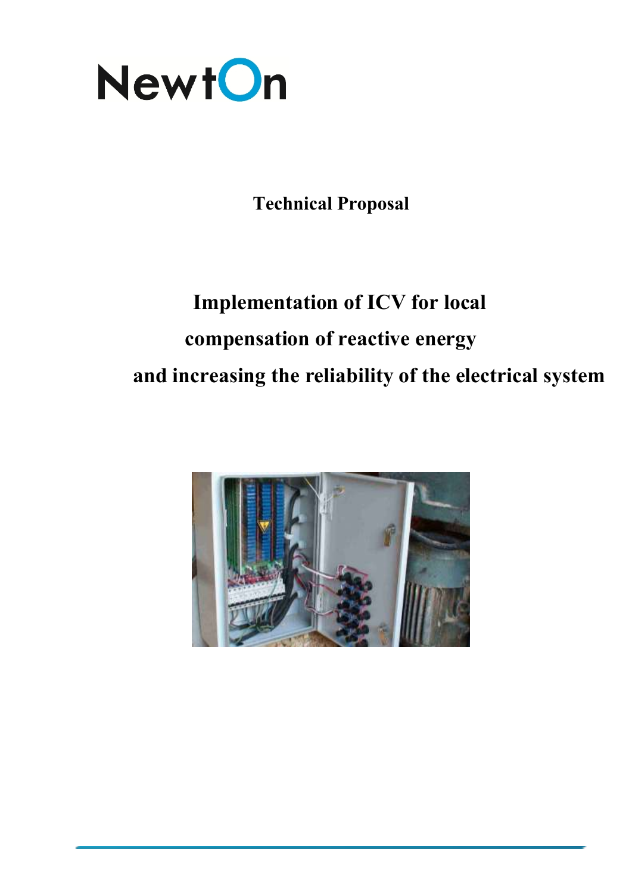NewtOn

**Technical Proposal**

# Implementation of ICV for local compensation of reactive energy and increasing the reliability of the electrical system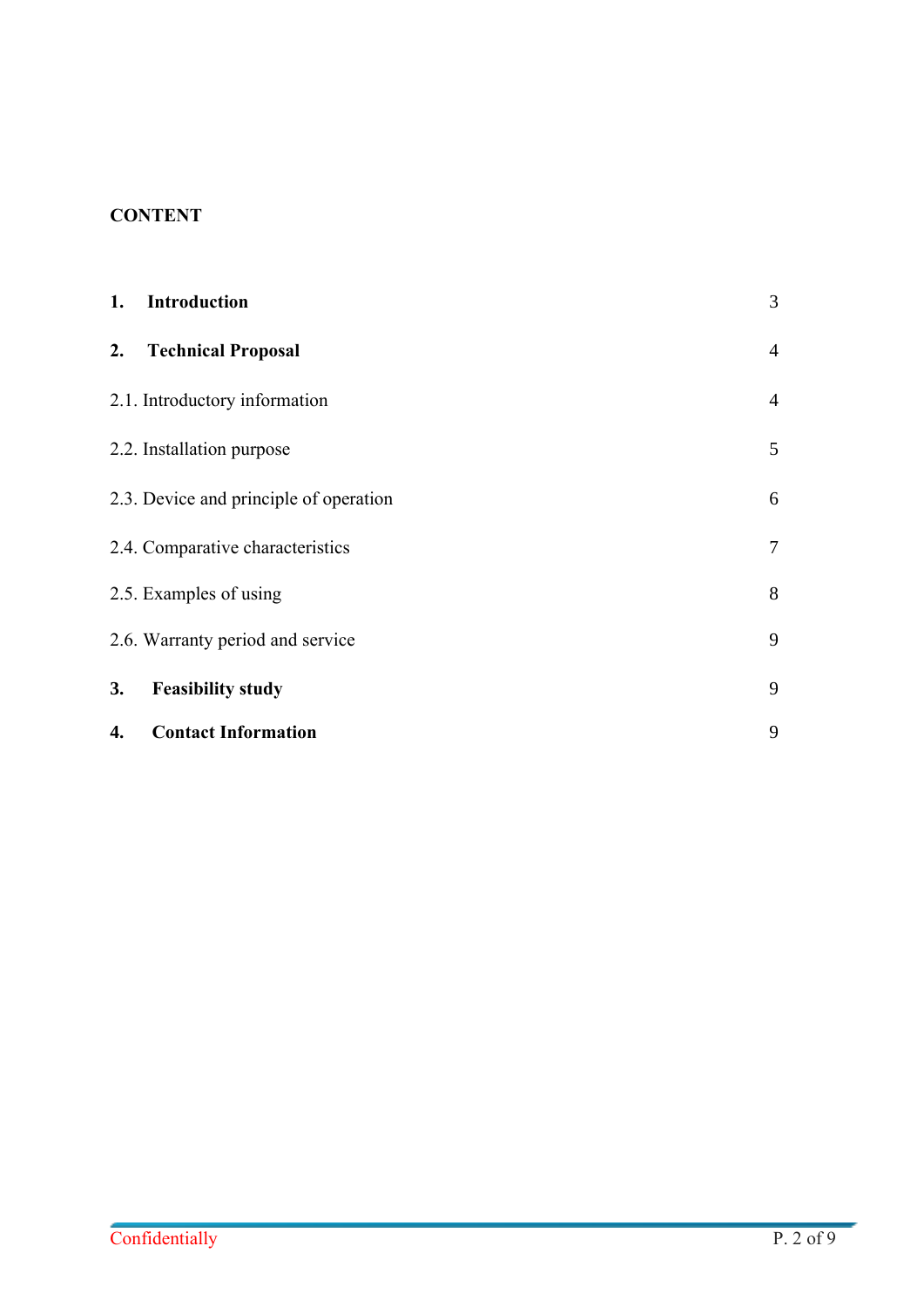**CONTENT**

| | |
|---|---|
| **1. Introduction** | 3 |
| **2. Technical Proposal** | 4 |
| 2.1. Introductory information | 4 |
| 2.2. Installation purpose | 5 |
| 2.3. Device and principle of operation | 6 |
| 2.4. Comparative characteristics | 7 |
| 2.5. Examples of using | 8 |
| 2.6. Warranty period and service | 9 |
| **3. Feasibility study** | 9 |
| **4. Contact Information** | 9 |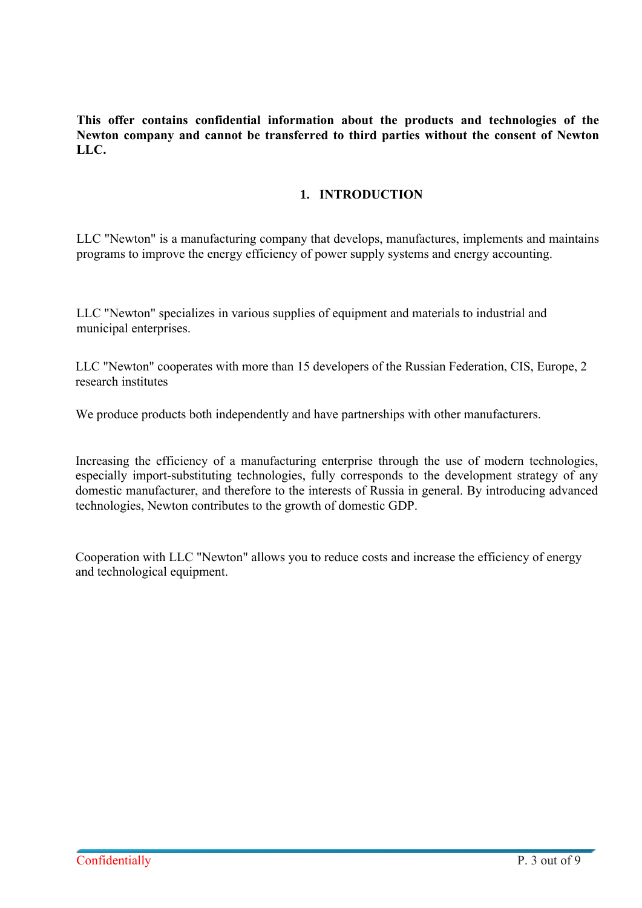**This offer contains confidential information about the products and technologies of the Newton company and cannot be transferred to third parties without the consent of Newton LLC.**

## 1. INTRODUCTION

LLC "Newton" is a manufacturing company that develops, manufactures, implements and maintains programs to improve the energy efficiency of power supply systems and energy accounting.

LLC "Newton" specializes in various supplies of equipment and materials to industrial and municipal enterprises.

LLC "Newton" cooperates with more than 15 developers of the Russian Federation, CIS, Europe, 2 research institutes

We produce products both independently and have partnerships with other manufacturers.

Increasing the efficiency of a manufacturing enterprise through the use of modern technologies, especially import-substituting technologies, fully corresponds to the development strategy of any domestic manufacturer, and therefore to the interests of Russia in general. By introducing advanced technologies, Newton contributes to the growth of domestic GDP.

Cooperation with LLC "Newton" allows you to reduce costs and increase the efficiency of energy and technological equipment.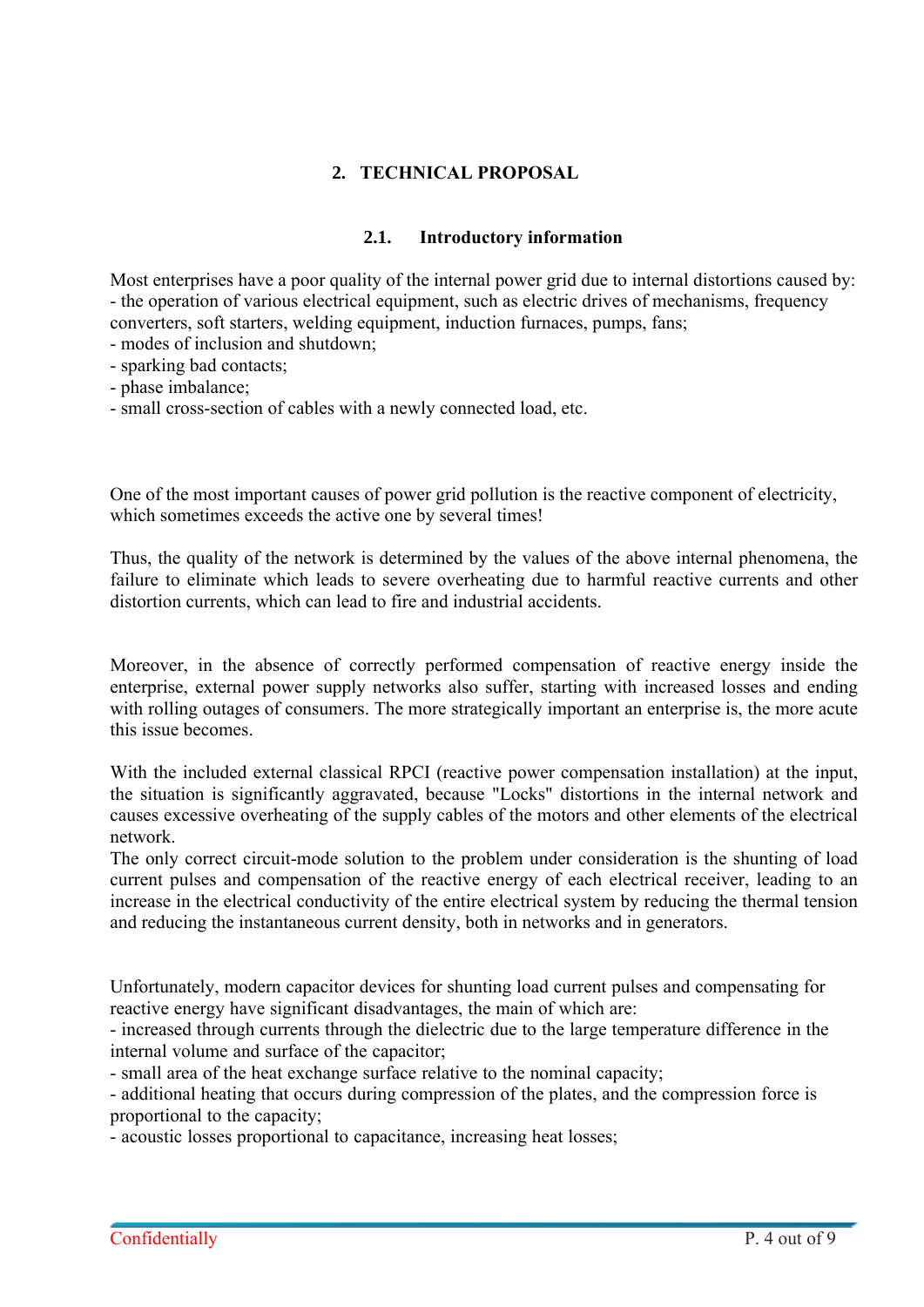## 2. TECHNICAL PROPOSAL

### 2.1. Introductory information

Most enterprises have a poor quality of the internal power grid due to internal distortions caused by:
- the operation of various electrical equipment, such as electric drives of mechanisms, frequency converters, soft starters, welding equipment, induction furnaces, pumps, fans;
- modes of inclusion and shutdown;
- sparking bad contacts;
- phase imbalance;
- small cross-section of cables with a newly connected load, etc.

One of the most important causes of power grid pollution is the reactive component of electricity, which sometimes exceeds the active one by several times!

Thus, the quality of the network is determined by the values of the above internal phenomena, the failure to eliminate which leads to severe overheating due to harmful reactive currents and other distortion currents, which can lead to fire and industrial accidents.

Moreover, in the absence of correctly performed compensation of reactive energy inside the enterprise, external power supply networks also suffer, starting with increased losses and ending with rolling outages of consumers. The more strategically important an enterprise is, the more acute this issue becomes.

With the included external classical RPCI (reactive power compensation installation) at the input, the situation is significantly aggravated, because "Locks" distortions in the internal network and causes excessive overheating of the supply cables of the motors and other elements of the electrical network.
The only correct circuit-mode solution to the problem under consideration is the shunting of load current pulses and compensation of the reactive energy of each electrical receiver, leading to an increase in the electrical conductivity of the entire electrical system by reducing the thermal tension and reducing the instantaneous current density, both in networks and in generators.

Unfortunately, modern capacitor devices for shunting load current pulses and compensating for reactive energy have significant disadvantages, the main of which are:
- increased through currents through the dielectric due to the large temperature difference in the internal volume and surface of the capacitor;
- small area of the heat exchange surface relative to the nominal capacity;
- additional heating that occurs during compression of the plates, and the compression force is proportional to the capacity;
- acoustic losses proportional to capacitance, increasing heat losses;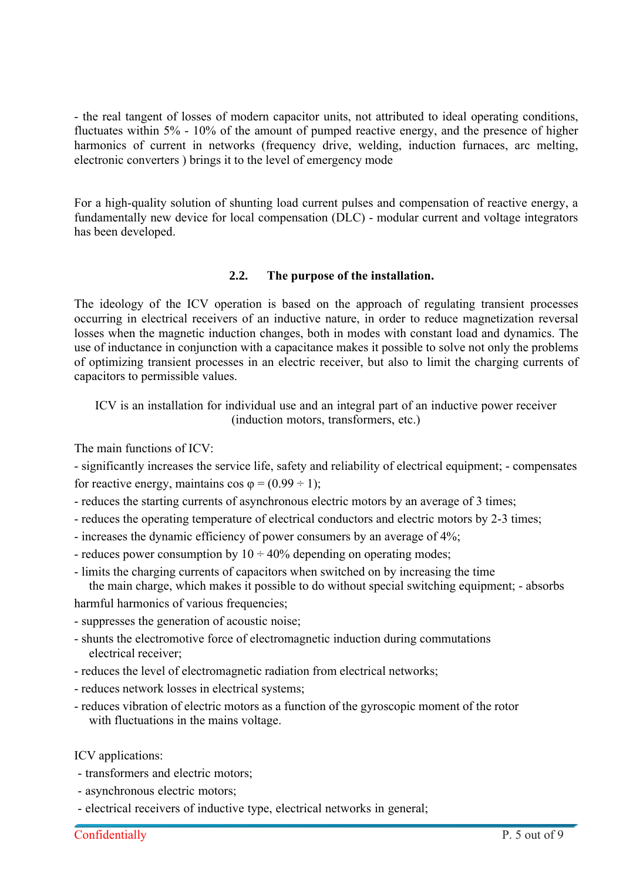- the real tangent of losses of modern capacitor units, not attributed to ideal operating conditions, fluctuates within 5% - 10% of the amount of pumped reactive energy, and the presence of higher harmonics of current in networks (frequency drive, welding, induction furnaces, arc melting, electronic converters ) brings it to the level of emergency mode

For a high-quality solution of shunting load current pulses and compensation of reactive energy, a fundamentally new device for local compensation (DLC) - modular current and voltage integrators has been developed.

## 2.2. The purpose of the installation.

The ideology of the ICV operation is based on the approach of regulating transient processes occurring in electrical receivers of an inductive nature, in order to reduce magnetization reversal losses when the magnetic induction changes, both in modes with constant load and dynamics. The use of inductance in conjunction with a capacitance makes it possible to solve not only the problems of optimizing transient processes in an electric receiver, but also to limit the charging currents of capacitors to permissible values.

ICV is an installation for individual use and an integral part of an inductive power receiver (induction motors, transformers, etc.)

The main functions of ICV:

- significantly increases the service life, safety and reliability of electrical equipment; - compensates for reactive energy, maintains cos φ = (0.99 ÷ 1);
- reduces the starting currents of asynchronous electric motors by an average of 3 times;
- reduces the operating temperature of electrical conductors and electric motors by 2-3 times;
- increases the dynamic efficiency of power consumers by an average of 4%;
- reduces power consumption by 10 ÷ 40% depending on operating modes;
- limits the charging currents of capacitors when switched on by increasing the time the main charge, which makes it possible to do without special switching equipment; - absorbs harmful harmonics of various frequencies;
- suppresses the generation of acoustic noise;
- shunts the electromotive force of electromagnetic induction during commutations electrical receiver;
- reduces the level of electromagnetic radiation from electrical networks;
- reduces network losses in electrical systems;
- reduces vibration of electric motors as a function of the gyroscopic moment of the rotor with fluctuations in the mains voltage.

ICV applications:

- transformers and electric motors;
- asynchronous electric motors;
- electrical receivers of inductive type, electrical networks in general;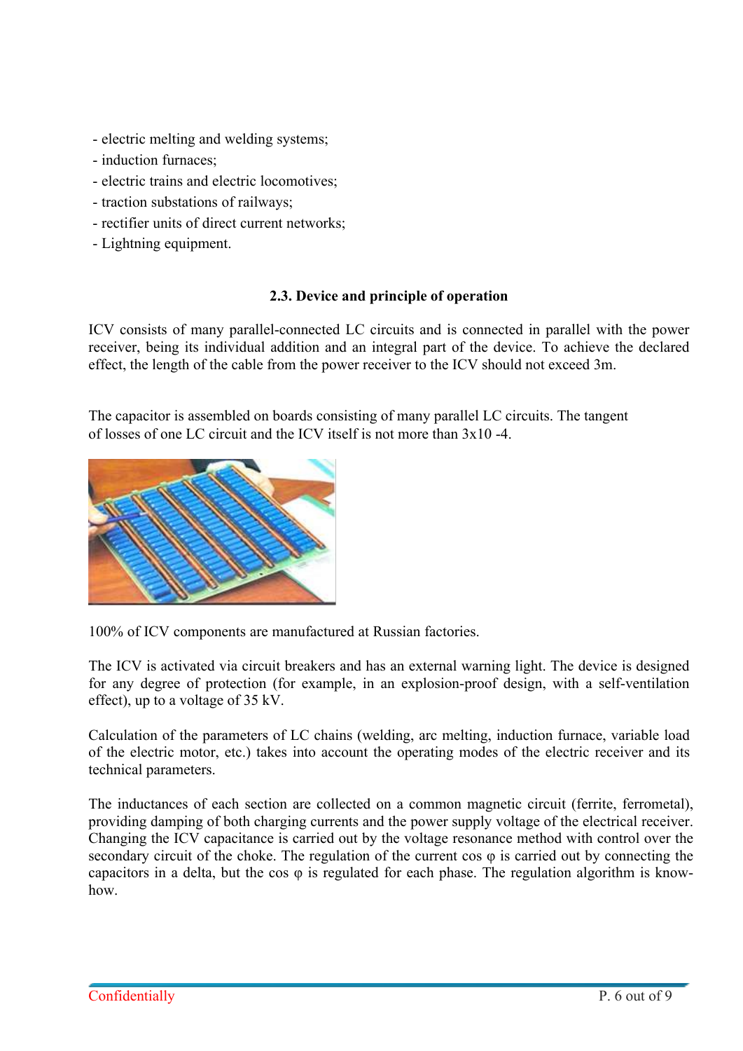- electric melting and welding systems;
- induction furnaces;
- electric trains and electric locomotives;
- traction substations of railways;
- rectifier units of direct current networks;
- Lightning equipment.

### 2.3. Device and principle of operation

ICV consists of many parallel-connected LC circuits and is connected in parallel with the power receiver, being its individual addition and an integral part of the device. To achieve the declared effect, the length of the cable from the power receiver to the ICV should not exceed 3m.

The capacitor is assembled on boards consisting of many parallel LC circuits. The tangent of losses of one LC circuit and the ICV itself is not more than $3 \times 10^{-4}$.

100% of ICV components are manufactured at Russian factories.

The ICV is activated via circuit breakers and has an external warning light. The device is designed for any degree of protection (for example, in an explosion-proof design, with a self-ventilation effect), up to a voltage of 35 kV.

Calculation of the parameters of LC chains (welding, arc melting, induction furnace, variable load of the electric motor, etc.) takes into account the operating modes of the electric receiver and its technical parameters.

The inductances of each section are collected on a common magnetic circuit (ferrite, ferrometal), providing damping of both charging currents and the power supply voltage of the electrical receiver. Changing the ICV capacitance is carried out by the voltage resonance method with control over the secondary circuit of the choke. The regulation of the current cos φ is carried out by connecting the capacitors in a delta, but the cos φ is regulated for each phase. The regulation algorithm is know-how.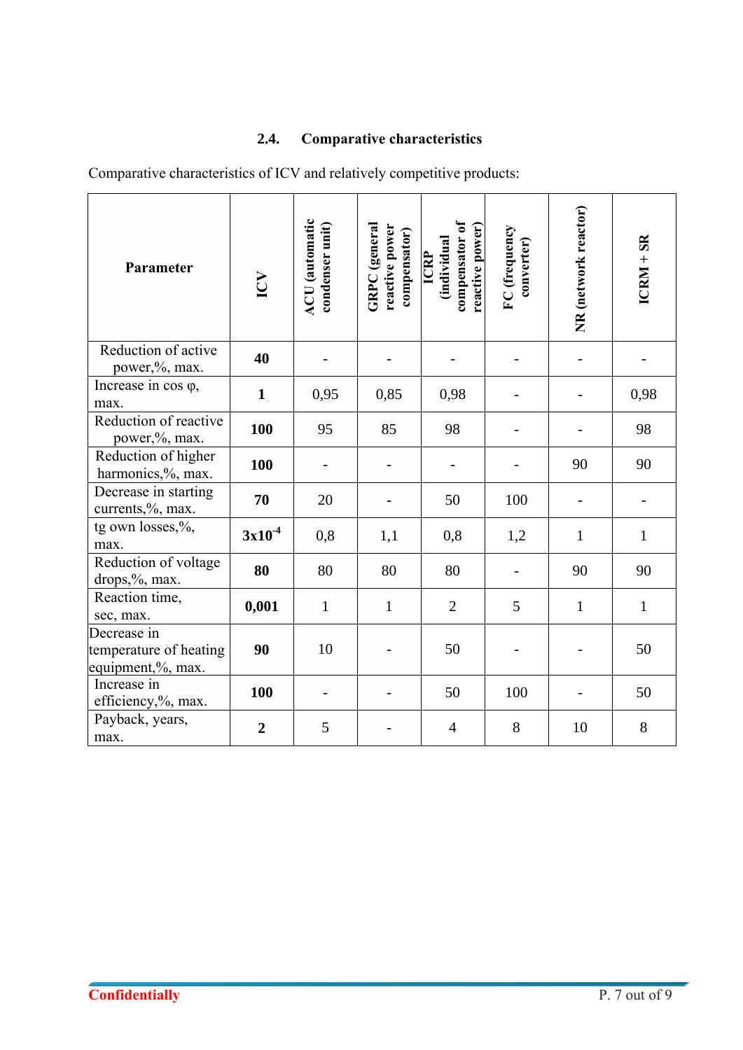### 2.4. Comparative characteristics

Comparative characteristics of ICV and relatively competitive products:

| Parameter | ICV | ACU (automatic condenser unit) | GRPC (general reactive power compensator) | ICRP (individual compensator of reactive power) | FC (frequency converter) | NR (network reactor) | ICRM + SR |
|---|---|---|---|---|---|---|---|
| Reduction of active power,%, max. | **40** | - | - | - | - | - | - |
| Increase in cos φ, max. | **1** | 0,95 | 0,85 | 0,98 | - | - | 0,98 |
| Reduction of reactive power,%, max. | **100** | 95 | 85 | 98 | - | - | 98 |
| Reduction of higher harmonics,%, max. | **100** | - | - | - | - | 90 | 90 |
| Decrease in starting currents,%, max. | **70** | 20 | - | 50 | 100 | - | - |
| tg own losses,%, max. | **$3x10^{-4}$** | 0,8 | 1,1 | 0,8 | 1,2 | 1 | 1 |
| Reduction of voltage drops,%, max. | **80** | 80 | 80 | 80 | - | 90 | 90 |
| Reaction time, sec, max. | **0,001** | 1 | 1 | 2 | 5 | 1 | 1 |
| Decrease in temperature of heating equipment,%, max. | **90** | 10 | - | 50 | - | - | 50 |
| Increase in efficiency,%, max. | **100** | - | - | 50 | 100 | - | 50 |
| Payback, years, max. | **2** | 5 | - | 4 | 8 | 10 | 8 |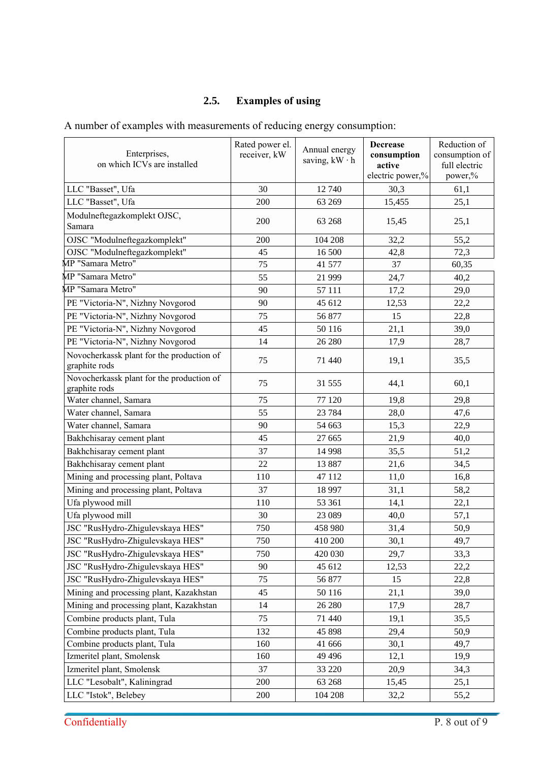## 2.5. Examples of using

A number of examples with measurements of reducing energy consumption:

| Enterprises, on which ICVs are installed | Rated power el. receiver, kW | Annual energy saving, kW · h | **Decrease consumption active** electric power,% | Reduction of consumption of full electric power,% |
|---|---|---|---|---|
| LLC "Basset", Ufa | 30 | 12 740 | 30,3 | 61,1 |
| LLC "Basset", Ufa | 200 | 63 269 | 15,455 | 25,1 |
| Modulneftegazkomplekt OJSC, Samara | 200 | 63 268 | 15,45 | 25,1 |
| OJSC "Modulneftegazkomplekt" | 200 | 104 208 | 32,2 | 55,2 |
| OJSC "Modulneftegazkomplekt" | 45 | 16 500 | 42,8 | 72,3 |
| MP "Samara Metro" | 75 | 41 577 | 37 | 60,35 |
| MP "Samara Metro" | 55 | 21 999 | 24,7 | 40,2 |
| MP "Samara Metro" | 90 | 57 111 | 17,2 | 29,0 |
| PE "Victoria-N", Nizhny Novgorod | 90 | 45 612 | 12,53 | 22,2 |
| PE "Victoria-N", Nizhny Novgorod | 75 | 56 877 | 15 | 22,8 |
| PE "Victoria-N", Nizhny Novgorod | 45 | 50 116 | 21,1 | 39,0 |
| PE "Victoria-N", Nizhny Novgorod | 14 | 26 280 | 17,9 | 28,7 |
| Novocherkassk plant for the production of graphite rods | 75 | 71 440 | 19,1 | 35,5 |
| Novocherkassk plant for the production of graphite rods | 75 | 31 555 | 44,1 | 60,1 |
| Water channel, Samara | 75 | 77 120 | 19,8 | 29,8 |
| Water channel, Samara | 55 | 23 784 | 28,0 | 47,6 |
| Water channel, Samara | 90 | 54 663 | 15,3 | 22,9 |
| Bakhchisaray cement plant | 45 | 27 665 | 21,9 | 40,0 |
| Bakhchisaray cement plant | 37 | 14 998 | 35,5 | 51,2 |
| Bakhchisaray cement plant | 22 | 13 887 | 21,6 | 34,5 |
| Mining and processing plant, Poltava | 110 | 47 112 | 11,0 | 16,8 |
| Mining and processing plant, Poltava | 37 | 18 997 | 31,1 | 58,2 |
| Ufa plywood mill | 110 | 53 361 | 14,1 | 22,1 |
| Ufa plywood mill | 30 | 23 089 | 40,0 | 57,1 |
| JSC "RusHydro-Zhigulevskaya HES" | 750 | 458 980 | 31,4 | 50,9 |
| JSC "RusHydro-Zhigulevskaya HES" | 750 | 410 200 | 30,1 | 49,7 |
| JSC "RusHydro-Zhigulevskaya HES" | 750 | 420 030 | 29,7 | 33,3 |
| JSC "RusHydro-Zhigulevskaya HES" | 90 | 45 612 | 12,53 | 22,2 |
| JSC "RusHydro-Zhigulevskaya HES" | 75 | 56 877 | 15 | 22,8 |
| Mining and processing plant, Kazakhstan | 45 | 50 116 | 21,1 | 39,0 |
| Mining and processing plant, Kazakhstan | 14 | 26 280 | 17,9 | 28,7 |
| Combine products plant, Tula | 75 | 71 440 | 19,1 | 35,5 |
| Combine products plant, Tula | 132 | 45 898 | 29,4 | 50,9 |
| Combine products plant, Tula | 160 | 41 666 | 30,1 | 49,7 |
| Izmeritel plant, Smolensk | 160 | 49 496 | 12,1 | 19,9 |
| Izmeritel plant, Smolensk | 37 | 33 220 | 20,9 | 34,3 |
| LLC "Lesobalt", Kaliningrad | 200 | 63 268 | 15,45 | 25,1 |
| LLC "Istok", Belebey | 200 | 104 208 | 32,2 | 55,2 |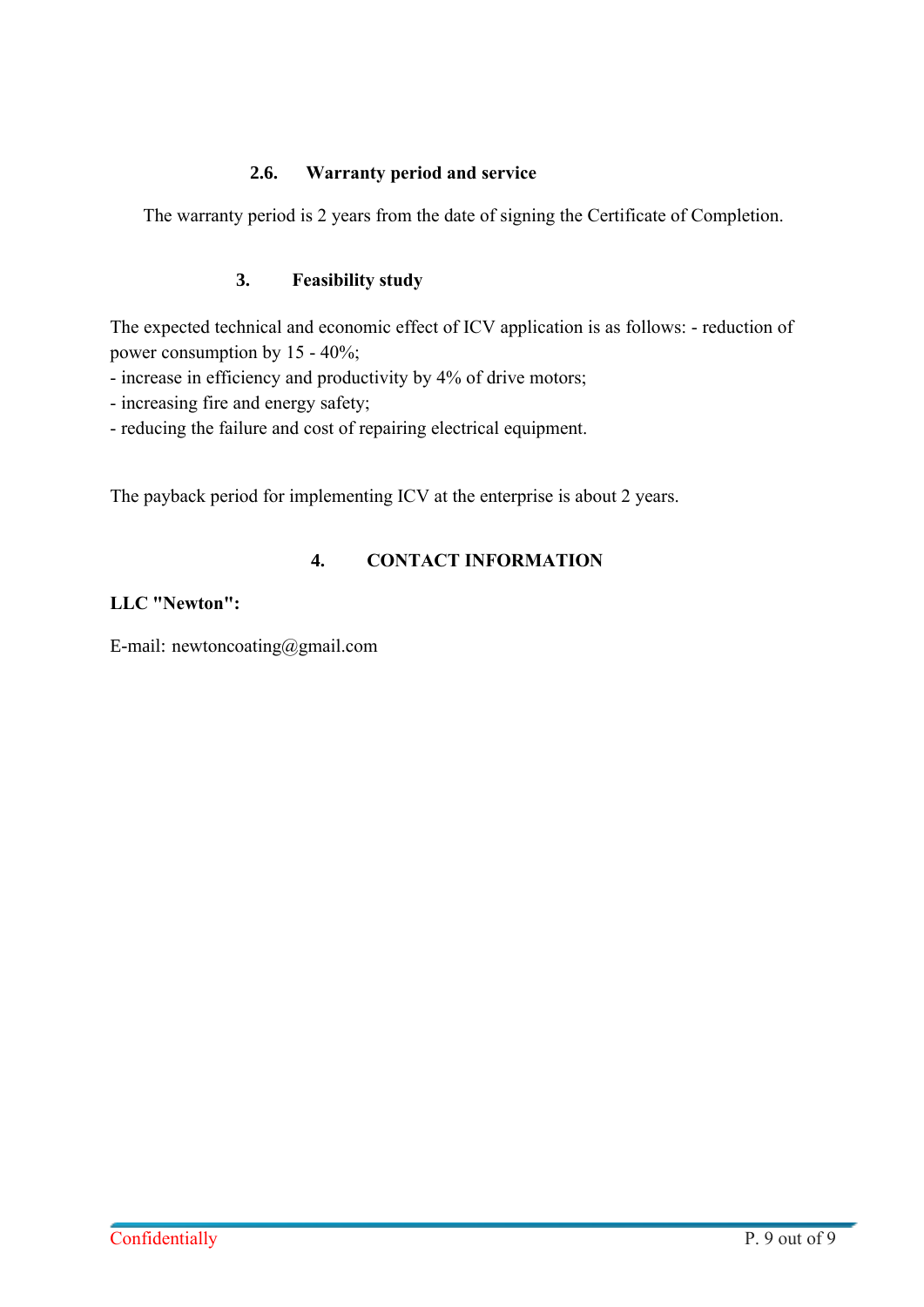### 2.6. Warranty period and service

The warranty period is 2 years from the date of signing the Certificate of Completion.

## 3. Feasibility study

The expected technical and economic effect of ICV application is as follows: - reduction of power consumption by 15 - 40%;
- increase in efficiency and productivity by 4% of drive motors;
- increasing fire and energy safety;
- reducing the failure and cost of repairing electrical equipment.

The payback period for implementing ICV at the enterprise is about 2 years.

## 4. CONTACT INFORMATION

**LLC "Newton":**

E-mail: newtoncoating@gmail.com